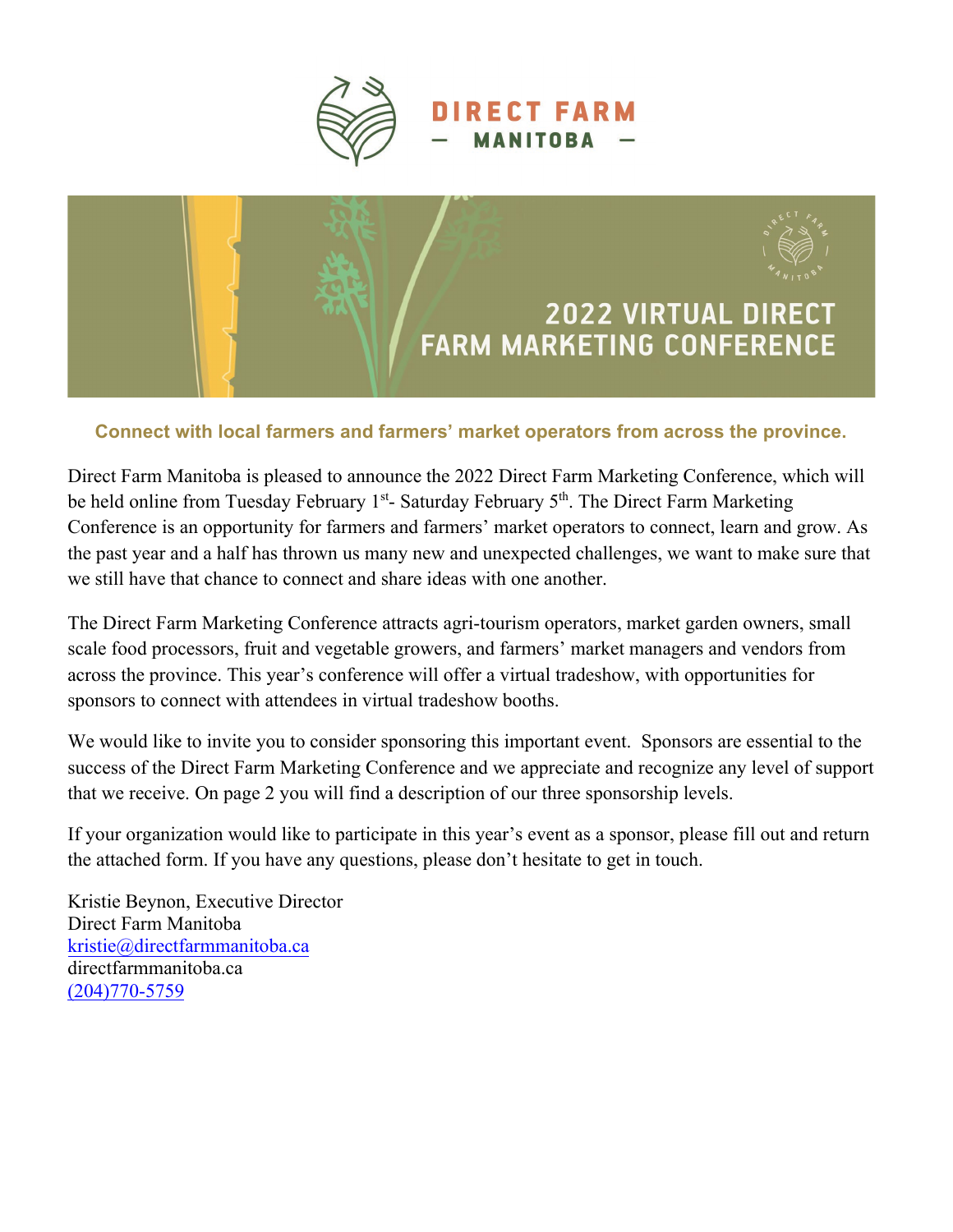# DIRECT FARM — MANITOBA —

# 2022 VIRTUAL DIRECT FARM MARKETING CONFERENCE

**Connect with local farmers and farmers' market operators from across the province.**

Direct Farm Manitoba is pleased to announce the 2022 Direct Farm Marketing Conference, which will be held online from Tuesday February 1st- Saturday February 5th. The Direct Farm Marketing Conference is an opportunity for farmers and farmers' market operators to connect, learn and grow. As the past year and a half has thrown us many new and unexpected challenges, we want to make sure that we still have that chance to connect and share ideas with one another.

The Direct Farm Marketing Conference attracts agri-tourism operators, market garden owners, small scale food processors, fruit and vegetable growers, and farmers' market managers and vendors from across the province. This year's conference will offer a virtual tradeshow, with opportunities for sponsors to connect with attendees in virtual tradeshow booths.

We would like to invite you to consider sponsoring this important event. Sponsors are essential to the success of the Direct Farm Marketing Conference and we appreciate and recognize any level of support that we receive. On page 2 you will find a description of our three sponsorship levels.

If your organization would like to participate in this year's event as a sponsor, please fill out and return the attached form. If you have any questions, please don't hesitate to get in touch.

Kristie Beynon, Executive Director
Direct Farm Manitoba
kristie@directfarmmanitoba.ca
directfarmmanitoba.ca
(204)770-5759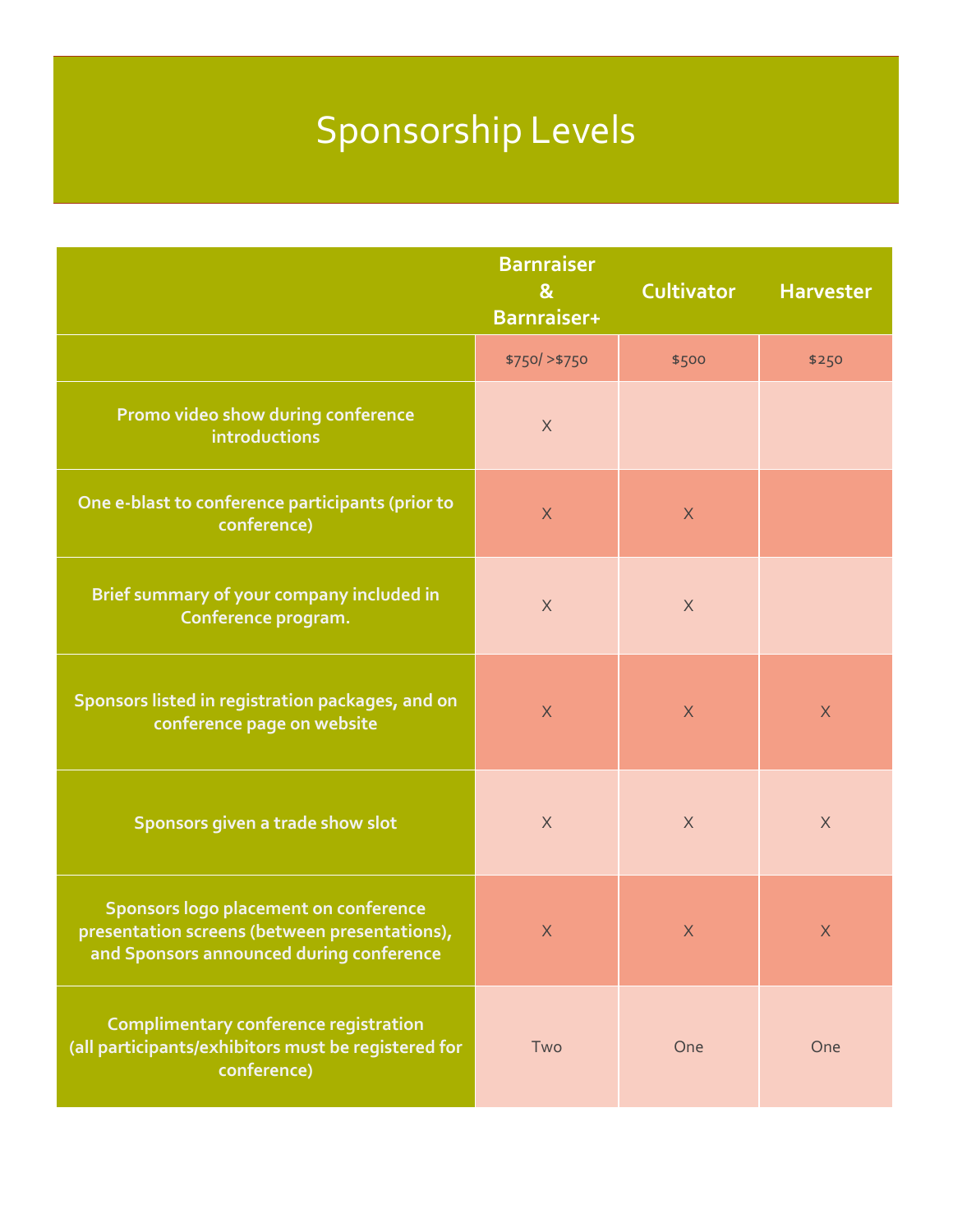# Sponsorship Levels

| | Barnraiser & Barnraiser+ | Cultivator | Harvester |
|---|---|---|---|
| | $750/ >$750 | $500 | $250 |
| Promo video show during conference introductions | X | | |
| One e-blast to conference participants (prior to conference) | X | X | |
| Brief summary of your company included in Conference program. | X | X | |
| Sponsors listed in registration packages, and on conference page on website | X | X | X |
| Sponsors given a trade show slot | X | X | X |
| Sponsors logo placement on conference presentation screens (between presentations), and Sponsors announced during conference | X | X | X |
| Complimentary conference registration (all participants/exhibitors must be registered for conference) | Two | One | One |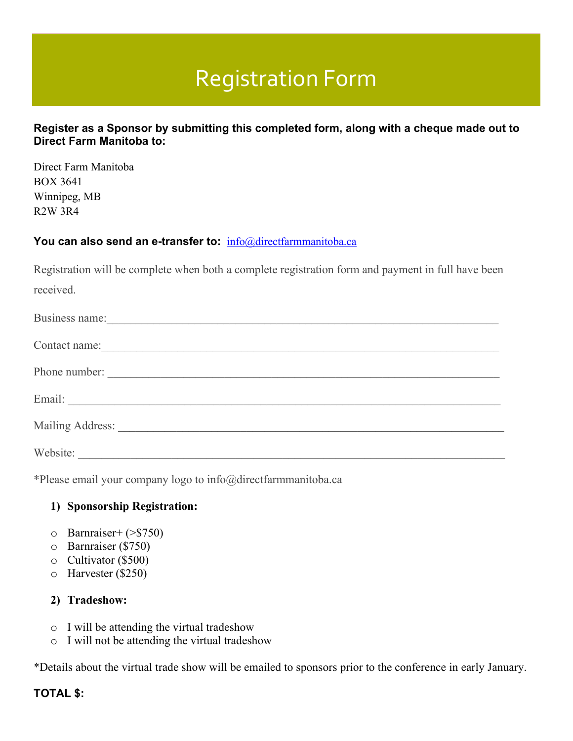# Registration Form

**Register as a Sponsor by submitting this completed form, along with a cheque made out to Direct Farm Manitoba to:**

Direct Farm Manitoba
BOX 3641
Winnipeg, MB
R2W 3R4

**You can also send an e-transfer to:** info@directfarmmanitoba.ca

Registration will be complete when both a complete registration form and payment in full have been received.

Business name:_______________________________________________________________________

Contact name:_______________________________________________________________________

Phone number: ______________________________________________________________________

Email: ____________________________________________________________________________

Mailing Address: ____________________________________________________________________

Website: __________________________________________________________________________

*Please email your company logo to info@directfarmmanitoba.ca

**1) Sponsorship Registration:**

- Barnraiser+ (>$750)
- Barnraiser ($750)
- Cultivator ($500)
- Harvester ($250)

**2) Tradeshow:**

- I will be attending the virtual tradeshow
- I will not be attending the virtual tradeshow

*Details about the virtual trade show will be emailed to sponsors prior to the conference in early January.

**TOTAL $:**